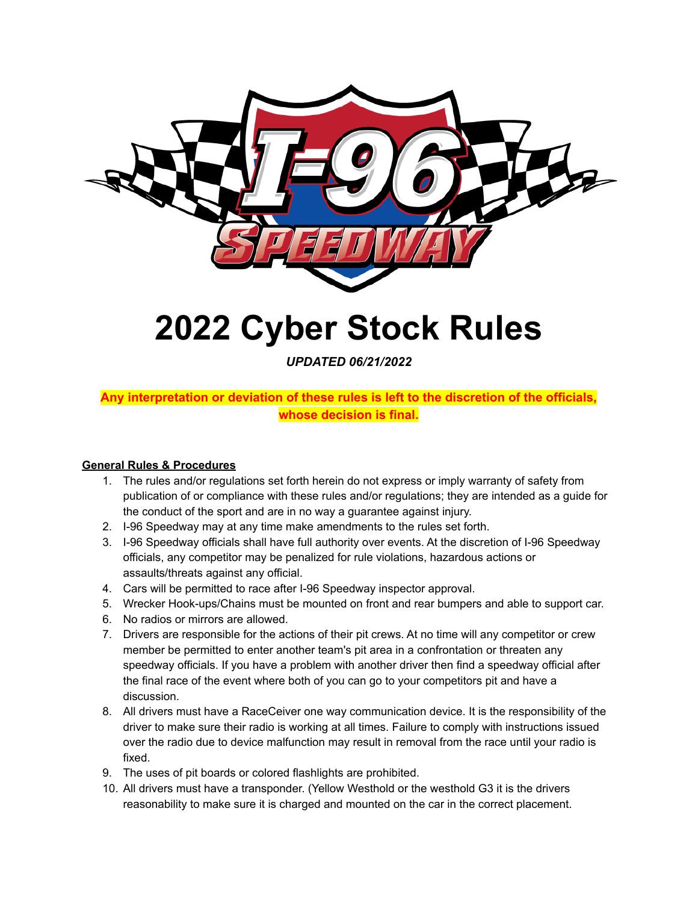# 2022 Cyber Stock Rules

***UPDATED 06/21/2022***

**Any interpretation or deviation of these rules is left to the discretion of the officials, whose decision is final.**

## General Rules & Procedures

1. The rules and/or regulations set forth herein do not express or imply warranty of safety from publication of or compliance with these rules and/or regulations; they are intended as a guide for the conduct of the sport and are in no way a guarantee against injury.
2. I-96 Speedway may at any time make amendments to the rules set forth.
3. I-96 Speedway officials shall have full authority over events. At the discretion of I-96 Speedway officials, any competitor may be penalized for rule violations, hazardous actions or assaults/threats against any official.
4. Cars will be permitted to race after I-96 Speedway inspector approval.
5. Wrecker Hook-ups/Chains must be mounted on front and rear bumpers and able to support car.
6. No radios or mirrors are allowed.
7. Drivers are responsible for the actions of their pit crews. At no time will any competitor or crew member be permitted to enter another team's pit area in a confrontation or threaten any speedway officials. If you have a problem with another driver then find a speedway official after the final race of the event where both of you can go to your competitors pit and have a discussion.
8. All drivers must have a RaceCeiver one way communication device. It is the responsibility of the driver to make sure their radio is working at all times. Failure to comply with instructions issued over the radio due to device malfunction may result in removal from the race until your radio is fixed.
9. The uses of pit boards or colored flashlights are prohibited.
10. All drivers must have a transponder. (Yellow Westhold or the westhold G3 it is the drivers reasonability to make sure it is charged and mounted on the car in the correct placement.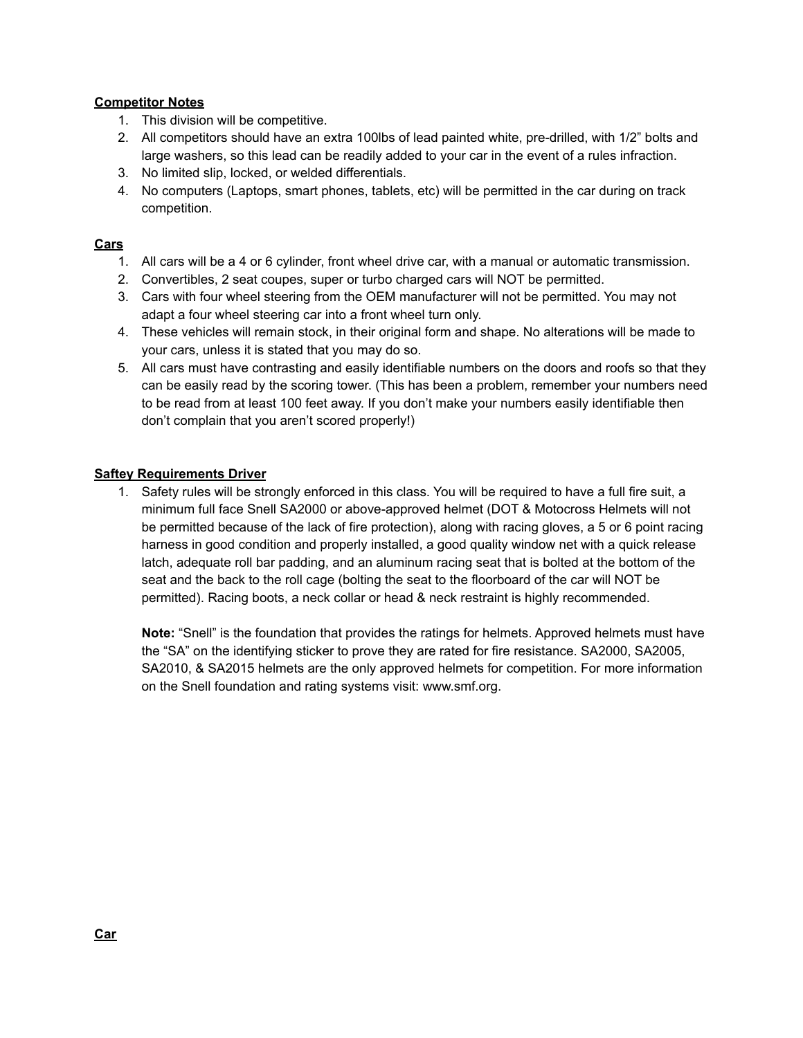**Competitor Notes**

1. This division will be competitive.
2. All competitors should have an extra 100lbs of lead painted white, pre-drilled, with 1/2" bolts and large washers, so this lead can be readily added to your car in the event of a rules infraction.
3. No limited slip, locked, or welded differentials.
4. No computers (Laptops, smart phones, tablets, etc) will be permitted in the car during on track competition.

**Cars**

1. All cars will be a 4 or 6 cylinder, front wheel drive car, with a manual or automatic transmission.
2. Convertibles, 2 seat coupes, super or turbo charged cars will NOT be permitted.
3. Cars with four wheel steering from the OEM manufacturer will not be permitted. You may not adapt a four wheel steering car into a front wheel turn only.
4. These vehicles will remain stock, in their original form and shape. No alterations will be made to your cars, unless it is stated that you may do so.
5. All cars must have contrasting and easily identifiable numbers on the doors and roofs so that they can be easily read by the scoring tower. (This has been a problem, remember your numbers need to be read from at least 100 feet away. If you don't make your numbers easily identifiable then don't complain that you aren't scored properly!)

**Saftey Requirements Driver**

1. Safety rules will be strongly enforced in this class. You will be required to have a full fire suit, a minimum full face Snell SA2000 or above-approved helmet (DOT & Motocross Helmets will not be permitted because of the lack of fire protection), along with racing gloves, a 5 or 6 point racing harness in good condition and properly installed, a good quality window net with a quick release latch, adequate roll bar padding, and an aluminum racing seat that is bolted at the bottom of the seat and the back to the roll cage (bolting the seat to the floorboard of the car will NOT be permitted). Racing boots, a neck collar or head & neck restraint is highly recommended.

   **Note:** "Snell" is the foundation that provides the ratings for helmets. Approved helmets must have the "SA" on the identifying sticker to prove they are rated for fire resistance. SA2000, SA2005, SA2010, & SA2015 helmets are the only approved helmets for competition. For more information on the Snell foundation and rating systems visit: www.smf.org.

**Car**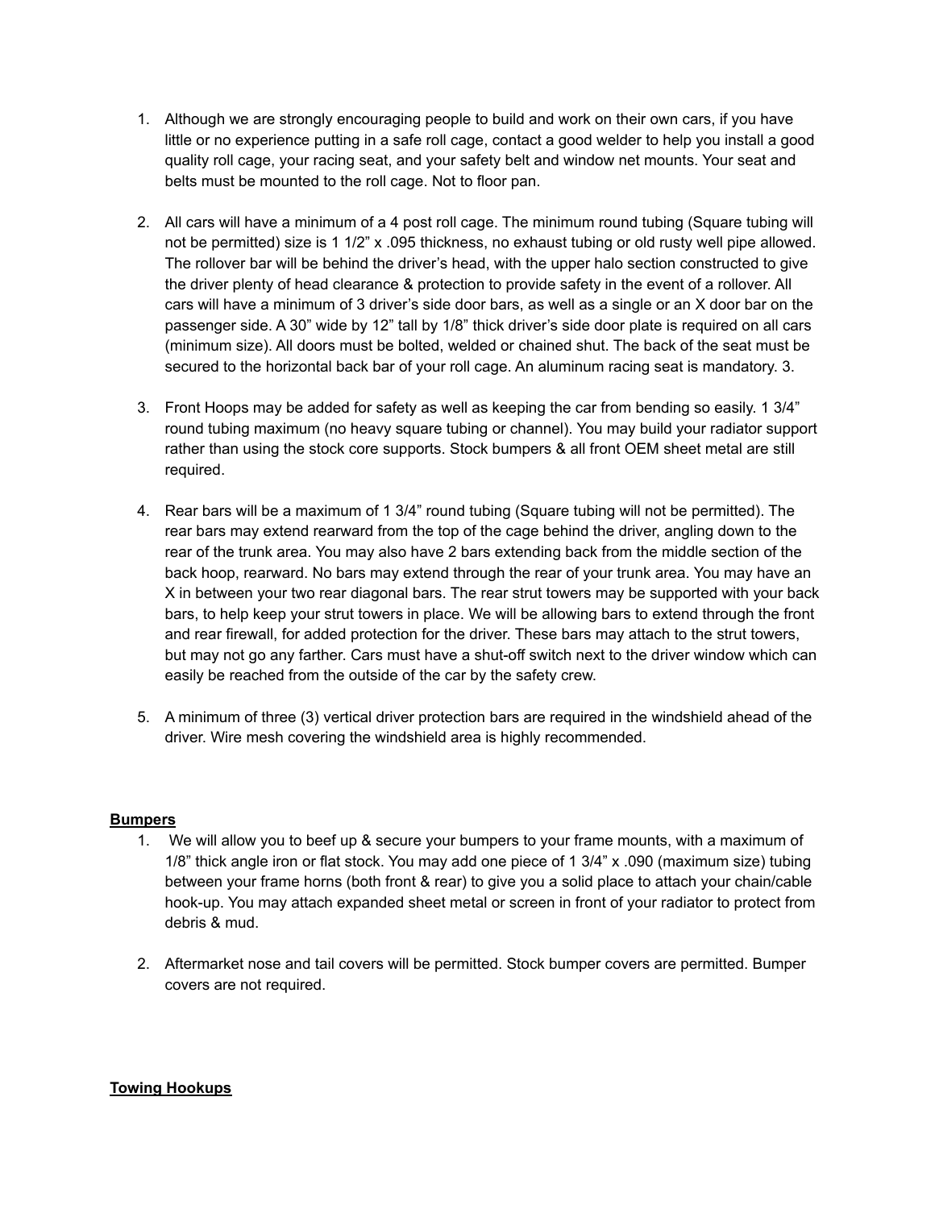1. Although we are strongly encouraging people to build and work on their own cars, if you have little or no experience putting in a safe roll cage, contact a good welder to help you install a good quality roll cage, your racing seat, and your safety belt and window net mounts. Your seat and belts must be mounted to the roll cage. Not to floor pan.

2. All cars will have a minimum of a 4 post roll cage. The minimum round tubing (Square tubing will not be permitted) size is 1 1/2" x .095 thickness, no exhaust tubing or old rusty well pipe allowed. The rollover bar will be behind the driver's head, with the upper halo section constructed to give the driver plenty of head clearance & protection to provide safety in the event of a rollover. All cars will have a minimum of 3 driver's side door bars, as well as a single or an X door bar on the passenger side. A 30" wide by 12" tall by 1/8" thick driver's side door plate is required on all cars (minimum size). All doors must be bolted, welded or chained shut. The back of the seat must be secured to the horizontal back bar of your roll cage. An aluminum racing seat is mandatory. 3.

3. Front Hoops may be added for safety as well as keeping the car from bending so easily. 1 3/4" round tubing maximum (no heavy square tubing or channel). You may build your radiator support rather than using the stock core supports. Stock bumpers & all front OEM sheet metal are still required.

4. Rear bars will be a maximum of 1 3/4" round tubing (Square tubing will not be permitted). The rear bars may extend rearward from the top of the cage behind the driver, angling down to the rear of the trunk area. You may also have 2 bars extending back from the middle section of the back hoop, rearward. No bars may extend through the rear of your trunk area. You may have an X in between your two rear diagonal bars. The rear strut towers may be supported with your back bars, to help keep your strut towers in place. We will be allowing bars to extend through the front and rear firewall, for added protection for the driver. These bars may attach to the strut towers, but may not go any farther. Cars must have a shut-off switch next to the driver window which can easily be reached from the outside of the car by the safety crew.

5. A minimum of three (3) vertical driver protection bars are required in the windshield ahead of the driver. Wire mesh covering the windshield area is highly recommended.

## Bumpers

1. We will allow you to beef up & secure your bumpers to your frame mounts, with a maximum of 1/8" thick angle iron or flat stock. You may add one piece of 1 3/4" x .090 (maximum size) tubing between your frame horns (both front & rear) to give you a solid place to attach your chain/cable hook-up. You may attach expanded sheet metal or screen in front of your radiator to protect from debris & mud.

2. Aftermarket nose and tail covers will be permitted. Stock bumper covers are permitted. Bumper covers are not required.

## Towing Hookups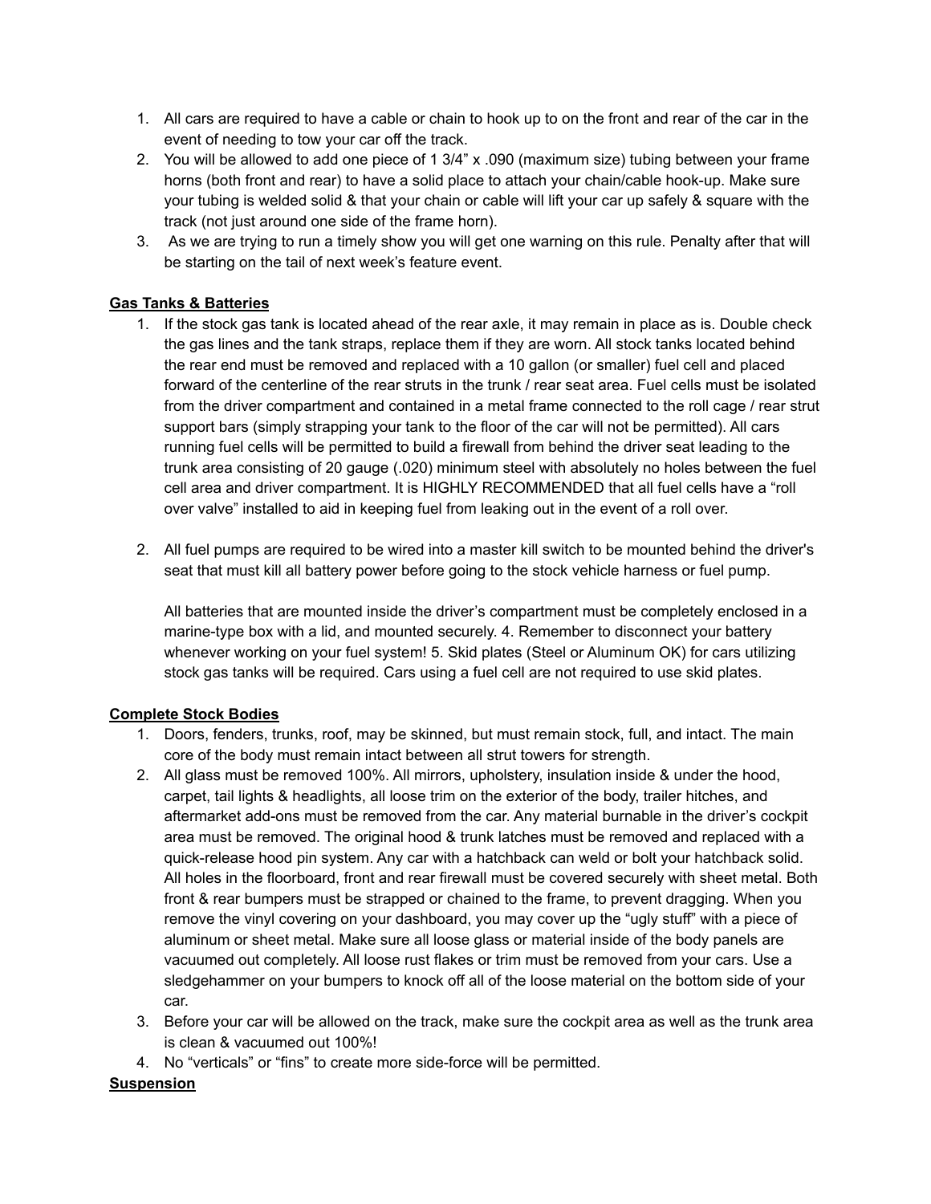1. All cars are required to have a cable or chain to hook up to on the front and rear of the car in the event of needing to tow your car off the track.
2. You will be allowed to add one piece of 1 3/4" x .090 (maximum size) tubing between your frame horns (both front and rear) to have a solid place to attach your chain/cable hook-up. Make sure your tubing is welded solid & that your chain or cable will lift your car up safely & square with the track (not just around one side of the frame horn).
3. As we are trying to run a timely show you will get one warning on this rule. Penalty after that will be starting on the tail of next week's feature event.

**Gas Tanks & Batteries**

1. If the stock gas tank is located ahead of the rear axle, it may remain in place as is. Double check the gas lines and the tank straps, replace them if they are worn. All stock tanks located behind the rear end must be removed and replaced with a 10 gallon (or smaller) fuel cell and placed forward of the centerline of the rear struts in the trunk / rear seat area. Fuel cells must be isolated from the driver compartment and contained in a metal frame connected to the roll cage / rear strut support bars (simply strapping your tank to the floor of the car will not be permitted). All cars running fuel cells will be permitted to build a firewall from behind the driver seat leading to the trunk area consisting of 20 gauge (.020) minimum steel with absolutely no holes between the fuel cell area and driver compartment. It is HIGHLY RECOMMENDED that all fuel cells have a "roll over valve" installed to aid in keeping fuel from leaking out in the event of a roll over.

2. All fuel pumps are required to be wired into a master kill switch to be mounted behind the driver's seat that must kill all battery power before going to the stock vehicle harness or fuel pump.

   All batteries that are mounted inside the driver's compartment must be completely enclosed in a marine-type box with a lid, and mounted securely. 4. Remember to disconnect your battery whenever working on your fuel system! 5. Skid plates (Steel or Aluminum OK) for cars utilizing stock gas tanks will be required. Cars using a fuel cell are not required to use skid plates.

**Complete Stock Bodies**

1. Doors, fenders, trunks, roof, may be skinned, but must remain stock, full, and intact. The main core of the body must remain intact between all strut towers for strength.
2. All glass must be removed 100%. All mirrors, upholstery, insulation inside & under the hood, carpet, tail lights & headlights, all loose trim on the exterior of the body, trailer hitches, and aftermarket add-ons must be removed from the car. Any material burnable in the driver's cockpit area must be removed. The original hood & trunk latches must be removed and replaced with a quick-release hood pin system. Any car with a hatchback can weld or bolt your hatchback solid. All holes in the floorboard, front and rear firewall must be covered securely with sheet metal. Both front & rear bumpers must be strapped or chained to the frame, to prevent dragging. When you remove the vinyl covering on your dashboard, you may cover up the "ugly stuff" with a piece of aluminum or sheet metal. Make sure all loose glass or material inside of the body panels are vacuumed out completely. All loose rust flakes or trim must be removed from your cars. Use a sledgehammer on your bumpers to knock off all of the loose material on the bottom side of your car.
3. Before your car will be allowed on the track, make sure the cockpit area as well as the trunk area is clean & vacuumed out 100%!
4. No "verticals" or "fins" to create more side-force will be permitted.

**Suspension**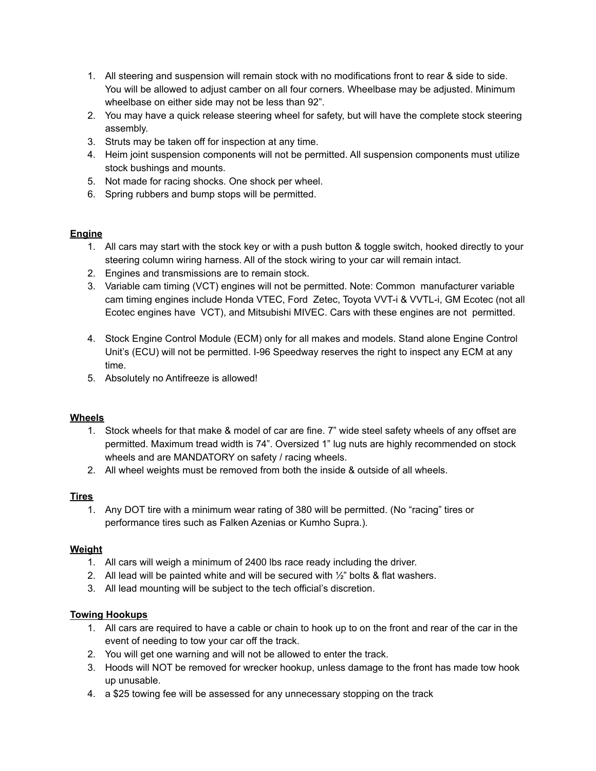1. All steering and suspension will remain stock with no modifications front to rear & side to side. You will be allowed to adjust camber on all four corners. Wheelbase may be adjusted. Minimum wheelbase on either side may not be less than 92".
2. You may have a quick release steering wheel for safety, but will have the complete stock steering assembly.
3. Struts may be taken off for inspection at any time.
4. Heim joint suspension components will not be permitted. All suspension components must utilize stock bushings and mounts.
5. Not made for racing shocks. One shock per wheel.
6. Spring rubbers and bump stops will be permitted.

**Engine**

1. All cars may start with the stock key or with a push button & toggle switch, hooked directly to your steering column wiring harness. All of the stock wiring to your car will remain intact.
2. Engines and transmissions are to remain stock.
3. Variable cam timing (VCT) engines will not be permitted. Note: Common manufacturer variable cam timing engines include Honda VTEC, Ford Zetec, Toyota VVT-i & VVTL-i, GM Ecotec (not all Ecotec engines have VCT), and Mitsubishi MIVEC. Cars with these engines are not permitted.
4. Stock Engine Control Module (ECM) only for all makes and models. Stand alone Engine Control Unit's (ECU) will not be permitted. I-96 Speedway reserves the right to inspect any ECM at any time.
5. Absolutely no Antifreeze is allowed!

**Wheels**

1. Stock wheels for that make & model of car are fine. 7" wide steel safety wheels of any offset are permitted. Maximum tread width is 74". Oversized 1" lug nuts are highly recommended on stock wheels and are MANDATORY on safety / racing wheels.
2. All wheel weights must be removed from both the inside & outside of all wheels.

**Tires**

1. Any DOT tire with a minimum wear rating of 380 will be permitted. (No "racing" tires or performance tires such as Falken Azenias or Kumho Supra.).

**Weight**

1. All cars will weigh a minimum of 2400 lbs race ready including the driver.
2. All lead will be painted white and will be secured with ½" bolts & flat washers.
3. All lead mounting will be subject to the tech official's discretion.

**Towing Hookups**

1. All cars are required to have a cable or chain to hook up to on the front and rear of the car in the event of needing to tow your car off the track.
2. You will get one warning and will not be allowed to enter the track.
3. Hoods will NOT be removed for wrecker hookup, unless damage to the front has made tow hook up unusable.
4. a $25 towing fee will be assessed for any unnecessary stopping on the track